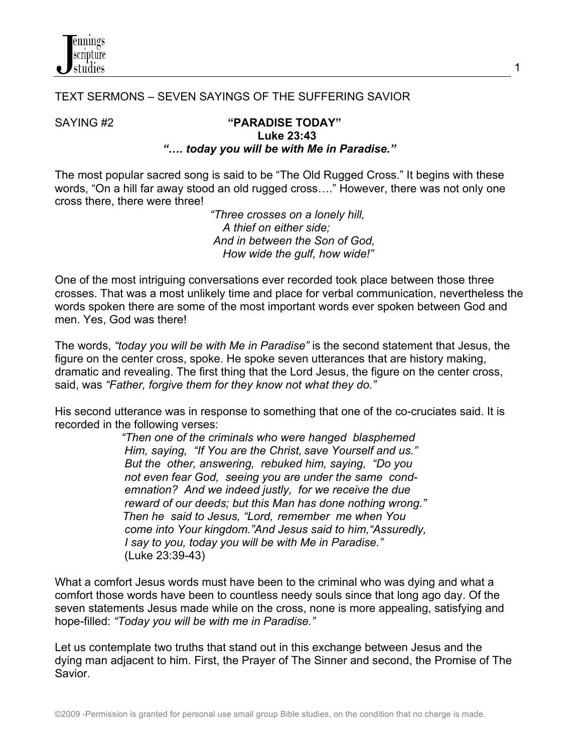TEXT SERMONS – SEVEN SAYINGS OF THE SUFFERING SAVIOR

SAYING #2 **"PARADISE TODAY"**

**Luke 23:43**

***"…. today you will be with Me in Paradise."***

The most popular sacred song is said to be "The Old Rugged Cross." It begins with these words, "On a hill far away stood an old rugged cross…." However, there was not only one cross there, there were three!

> *"Three crosses on a lonely hill,*
> *A thief on either side;*
> *And in between the Son of God,*
> *How wide the gulf, how wide!"*

One of the most intriguing conversations ever recorded took place between those three crosses. That was a most unlikely time and place for verbal communication, nevertheless the words spoken there are some of the most important words ever spoken between God and men. Yes, God was there!

The words, *"today you will be with Me in Paradise"* is the second statement that Jesus, the figure on the center cross, spoke. He spoke seven utterances that are history making, dramatic and revealing. The first thing that the Lord Jesus, the figure on the center cross, said, was *"Father, forgive them for they know not what they do."*

His second utterance was in response to something that one of the co-cruciates said. It is recorded in the following verses:

> *"Then one of the criminals who were hanged blasphemed Him, saying, "If You are the Christ, save Yourself and us." But the other, answering, rebuked him, saying, "Do you not even fear God, seeing you are under the same condemnation? And we indeed justly, for we receive the due reward of our deeds; but this Man has done nothing wrong." Then he said to Jesus, "Lord, remember me when You come into Your kingdom."And Jesus said to him,"Assuredly, I say to you, today you will be with Me in Paradise."*
> (Luke 23:39-43)

What a comfort Jesus words must have been to the criminal who was dying and what a comfort those words have been to countless needy souls since that long ago day. Of the seven statements Jesus made while on the cross, none is more appealing, satisfying and hope-filled: *"Today you will be with me in Paradise."*

Let us contemplate two truths that stand out in this exchange between Jesus and the dying man adjacent to him. First, the Prayer of The Sinner and second, the Promise of The Savior.

©2009 -Permission is granted for personal use small group Bible studies, on the condition that no charge is made.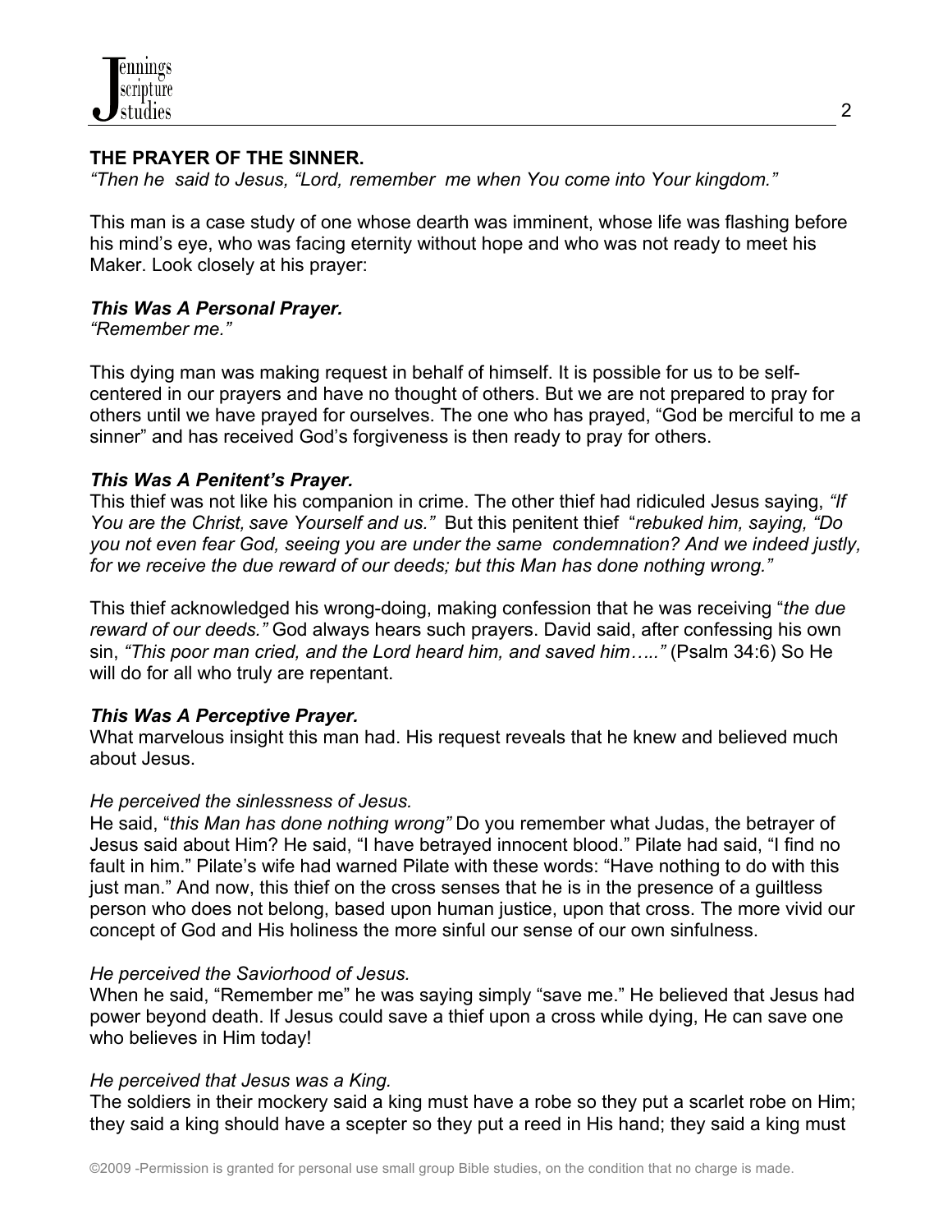**THE PRAYER OF THE SINNER.**

*"Then he said to Jesus, "Lord, remember me when You come into Your kingdom."*

This man is a case study of one whose dearth was imminent, whose life was flashing before his mind's eye, who was facing eternity without hope and who was not ready to meet his Maker. Look closely at his prayer:

***This Was A Personal Prayer.***

*"Remember me."*

This dying man was making request in behalf of himself. It is possible for us to be self-centered in our prayers and have no thought of others. But we are not prepared to pray for others until we have prayed for ourselves. The one who has prayed, "God be merciful to me a sinner" and has received God's forgiveness is then ready to pray for others.

***This Was A Penitent's Prayer.***

This thief was not like his companion in crime. The other thief had ridiculed Jesus saying, *"If You are the Christ, save Yourself and us."* But this penitent thief "*rebuked him, saying, "Do you not even fear God, seeing you are under the same condemnation? And we indeed justly, for we receive the due reward of our deeds; but this Man has done nothing wrong."*

This thief acknowledged his wrong-doing, making confession that he was receiving "*the due reward of our deeds."* God always hears such prayers. David said, after confessing his own sin, *"This poor man cried, and the Lord heard him, and saved him….."* (Psalm 34:6) So He will do for all who truly are repentant.

***This Was A Perceptive Prayer.***

What marvelous insight this man had. His request reveals that he knew and believed much about Jesus.

*He perceived the sinlessness of Jesus.*

He said, "*this Man has done nothing wrong"* Do you remember what Judas, the betrayer of Jesus said about Him? He said, "I have betrayed innocent blood." Pilate had said, "I find no fault in him." Pilate's wife had warned Pilate with these words: "Have nothing to do with this just man." And now, this thief on the cross senses that he is in the presence of a guiltless person who does not belong, based upon human justice, upon that cross. The more vivid our concept of God and His holiness the more sinful our sense of our own sinfulness.

*He perceived the Saviorhood of Jesus.*

When he said, "Remember me" he was saying simply "save me." He believed that Jesus had power beyond death. If Jesus could save a thief upon a cross while dying, He can save one who believes in Him today!

*He perceived that Jesus was a King.*

The soldiers in their mockery said a king must have a robe so they put a scarlet robe on Him; they said a king should have a scepter so they put a reed in His hand; they said a king must

©2009 -Permission is granted for personal use small group Bible studies, on the condition that no charge is made.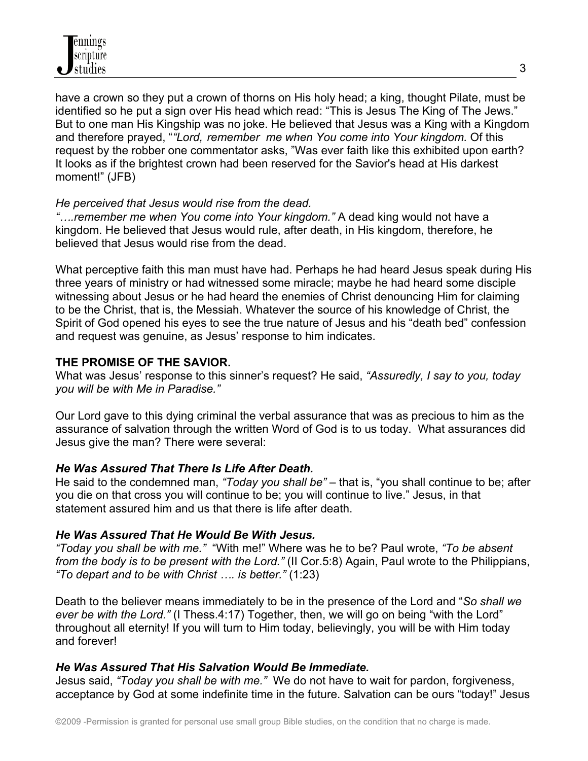have a crown so they put a crown of thorns on His holy head; a king, thought Pilate, must be identified so he put a sign over His head which read: "This is Jesus The King of The Jews." But to one man His Kingship was no joke. He believed that Jesus was a King with a Kingdom and therefore prayed, "*"Lord, remember me when You come into Your kingdom.* Of this request by the robber one commentator asks, "Was ever faith like this exhibited upon earth? It looks as if the brightest crown had been reserved for the Savior's head at His darkest moment!" (JFB)

*He perceived that Jesus would rise from the dead.*

*"….remember me when You come into Your kingdom."* A dead king would not have a kingdom. He believed that Jesus would rule, after death, in His kingdom, therefore, he believed that Jesus would rise from the dead.

What perceptive faith this man must have had. Perhaps he had heard Jesus speak during His three years of ministry or had witnessed some miracle; maybe he had heard some disciple witnessing about Jesus or he had heard the enemies of Christ denouncing Him for claiming to be the Christ, that is, the Messiah. Whatever the source of his knowledge of Christ, the Spirit of God opened his eyes to see the true nature of Jesus and his "death bed" confession and request was genuine, as Jesus' response to him indicates.

**THE PROMISE OF THE SAVIOR.**

What was Jesus' response to this sinner's request? He said, *"Assuredly, I say to you, today you will be with Me in Paradise."*

Our Lord gave to this dying criminal the verbal assurance that was as precious to him as the assurance of salvation through the written Word of God is to us today. What assurances did Jesus give the man? There were several:

***He Was Assured That There Is Life After Death.***

He said to the condemned man, *"Today you shall be"* – that is, "you shall continue to be; after you die on that cross you will continue to be; you will continue to live." Jesus, in that statement assured him and us that there is life after death.

***He Was Assured That He Would Be With Jesus.***

*"Today you shall be with me."* "With me!" Where was he to be? Paul wrote, *"To be absent from the body is to be present with the Lord."* (II Cor.5:8) Again, Paul wrote to the Philippians, *"To depart and to be with Christ …. is better."* (1:23)

Death to the believer means immediately to be in the presence of the Lord and "*So shall we ever be with the Lord."* (I Thess.4:17) Together, then, we will go on being "with the Lord" throughout all eternity! If you will turn to Him today, believingly, you will be with Him today and forever!

***He Was Assured That His Salvation Would Be Immediate.***

Jesus said, *"Today you shall be with me."* We do not have to wait for pardon, forgiveness, acceptance by God at some indefinite time in the future. Salvation can be ours "today!" Jesus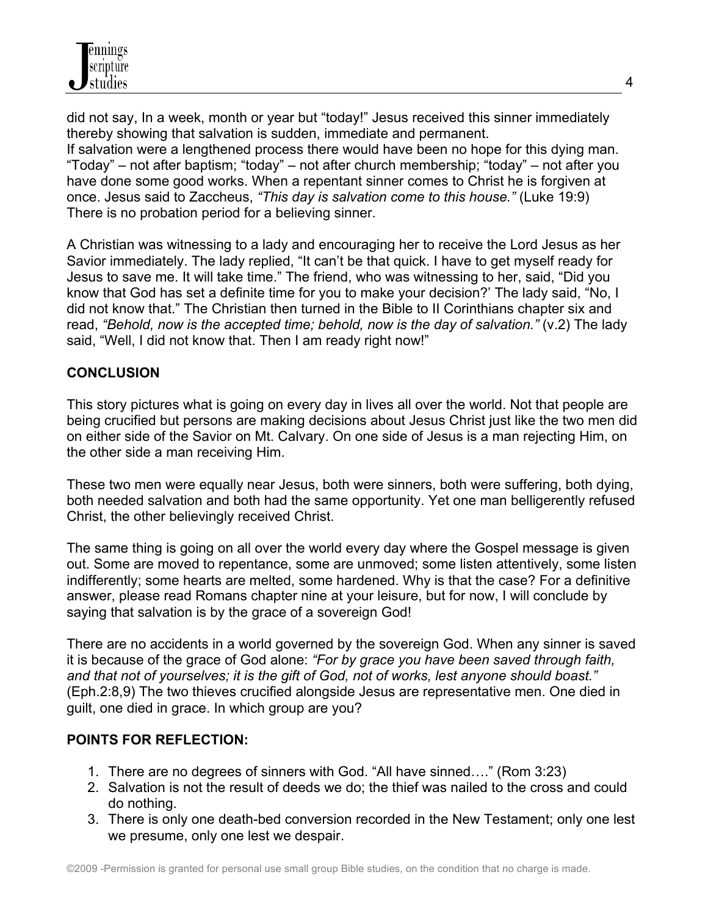did not say, In a week, month or year but "today!" Jesus received this sinner immediately thereby showing that salvation is sudden, immediate and permanent.
If salvation were a lengthened process there would have been no hope for this dying man. "Today" – not after baptism; "today" – not after church membership; "today" – not after you have done some good works. When a repentant sinner comes to Christ he is forgiven at once. Jesus said to Zaccheus, *"This day is salvation come to this house."* (Luke 19:9) There is no probation period for a believing sinner.

A Christian was witnessing to a lady and encouraging her to receive the Lord Jesus as her Savior immediately. The lady replied, "It can't be that quick. I have to get myself ready for Jesus to save me. It will take time." The friend, who was witnessing to her, said, "Did you know that God has set a definite time for you to make your decision?' The lady said, "No, I did not know that." The Christian then turned in the Bible to II Corinthians chapter six and read, *"Behold, now is the accepted time; behold, now is the day of salvation."* (v.2) The lady said, "Well, I did not know that. Then I am ready right now!"

**CONCLUSION**

This story pictures what is going on every day in lives all over the world. Not that people are being crucified but persons are making decisions about Jesus Christ just like the two men did on either side of the Savior on Mt. Calvary. On one side of Jesus is a man rejecting Him, on the other side a man receiving Him.

These two men were equally near Jesus, both were sinners, both were suffering, both dying, both needed salvation and both had the same opportunity. Yet one man belligerently refused Christ, the other believingly received Christ.

The same thing is going on all over the world every day where the Gospel message is given out. Some are moved to repentance, some are unmoved; some listen attentively, some listen indifferently; some hearts are melted, some hardened. Why is that the case? For a definitive answer, please read Romans chapter nine at your leisure, but for now, I will conclude by saying that salvation is by the grace of a sovereign God!

There are no accidents in a world governed by the sovereign God. When any sinner is saved it is because of the grace of God alone: *"For by grace you have been saved through faith, and that not of yourselves; it is the gift of God, not of works, lest anyone should boast."* (Eph.2:8,9) The two thieves crucified alongside Jesus are representative men. One died in guilt, one died in grace. In which group are you?

**POINTS FOR REFLECTION:**

1. There are no degrees of sinners with God. "All have sinned…." (Rom 3:23)
2. Salvation is not the result of deeds we do; the thief was nailed to the cross and could do nothing.
3. There is only one death-bed conversion recorded in the New Testament; only one lest we presume, only one lest we despair.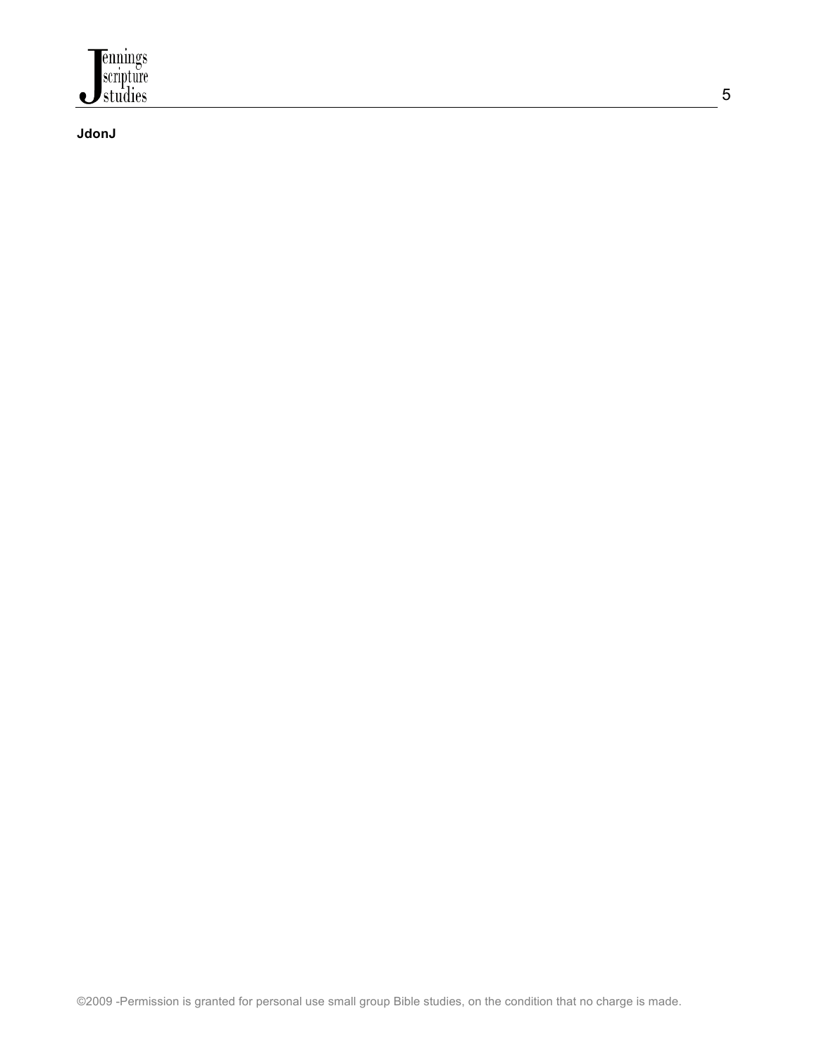**JdonJ**